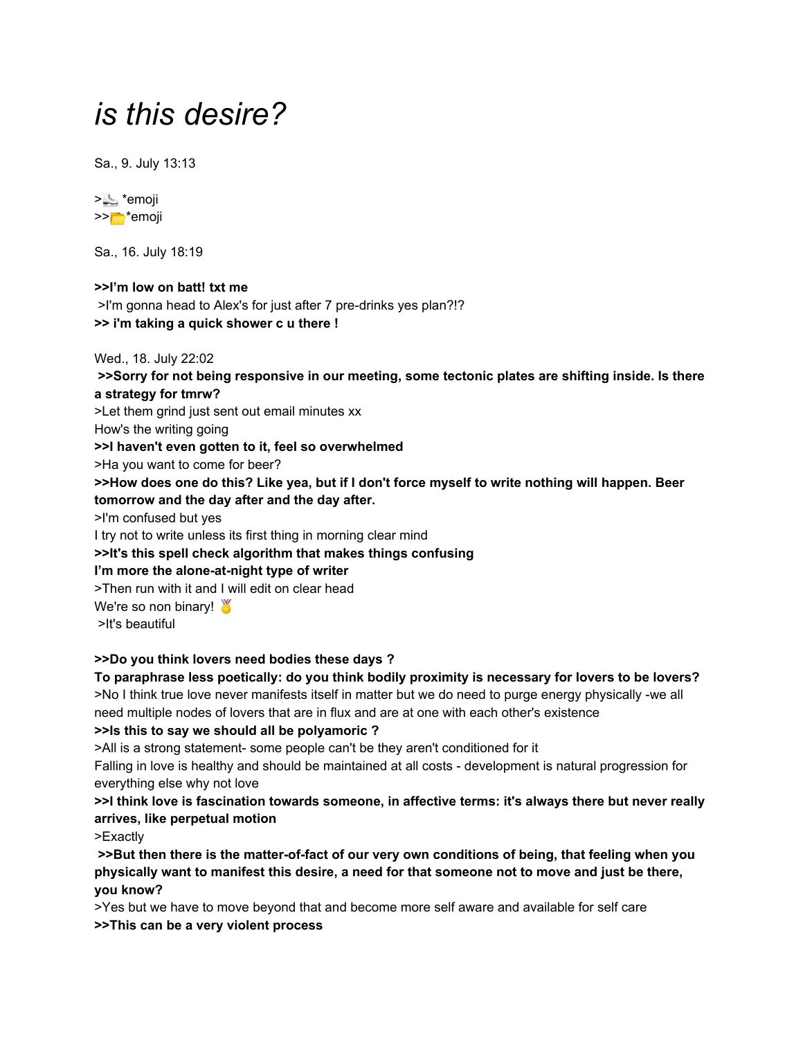# *is this desire?*

Sa., 9. July 13:13

>👟 *emoji
>>📁*emoji

Sa., 16. July 18:19

**>>I'm low on batt! txt me**
>I'm gonna head to Alex's for just after 7 pre-drinks yes plan?!?
**>> i'm taking a quick shower c u there !**

Wed., 18. July 22:02
**>>Sorry for not being responsive in our meeting, some tectonic plates are shifting inside. Is there a strategy for tmrw?**
>Let them grind just sent out email minutes xx
How's the writing going
**>>I haven't even gotten to it, feel so overwhelmed**
>Ha you want to come for beer?
**>>How does one do this? Like yea, but if I don't force myself to write nothing will happen. Beer tomorrow and the day after and the day after.**
>I'm confused but yes
I try not to write unless its first thing in morning clear mind
**>>It's this spell check algorithm that makes things confusing**
**I'm more the alone-at-night type of writer**
>Then run with it and I will edit on clear head
We're so non binary! 🥇
>It's beautiful

**>>Do you think lovers need bodies these days ?**
**To paraphrase less poetically: do you think bodily proximity is necessary for lovers to be lovers?**
>No I think true love never manifests itself in matter but we do need to purge energy physically -we all need multiple nodes of lovers that are in flux and are at one with each other's existence
**>>Is this to say we should all be polyamoric ?**
>All is a strong statement- some people can't be they aren't conditioned for it
Falling in love is healthy and should be maintained at all costs - development is natural progression for everything else why not love
**>>I think love is fascination towards someone, in affective terms: it's always there but never really arrives, like perpetual motion**
>Exactly
**>>But then there is the matter-of-fact of our very own conditions of being, that feeling when you physically want to manifest this desire, a need for that someone not to move and just be there, you know?**
>Yes but we have to move beyond that and become more self aware and available for self care
**>>This can be a very violent process**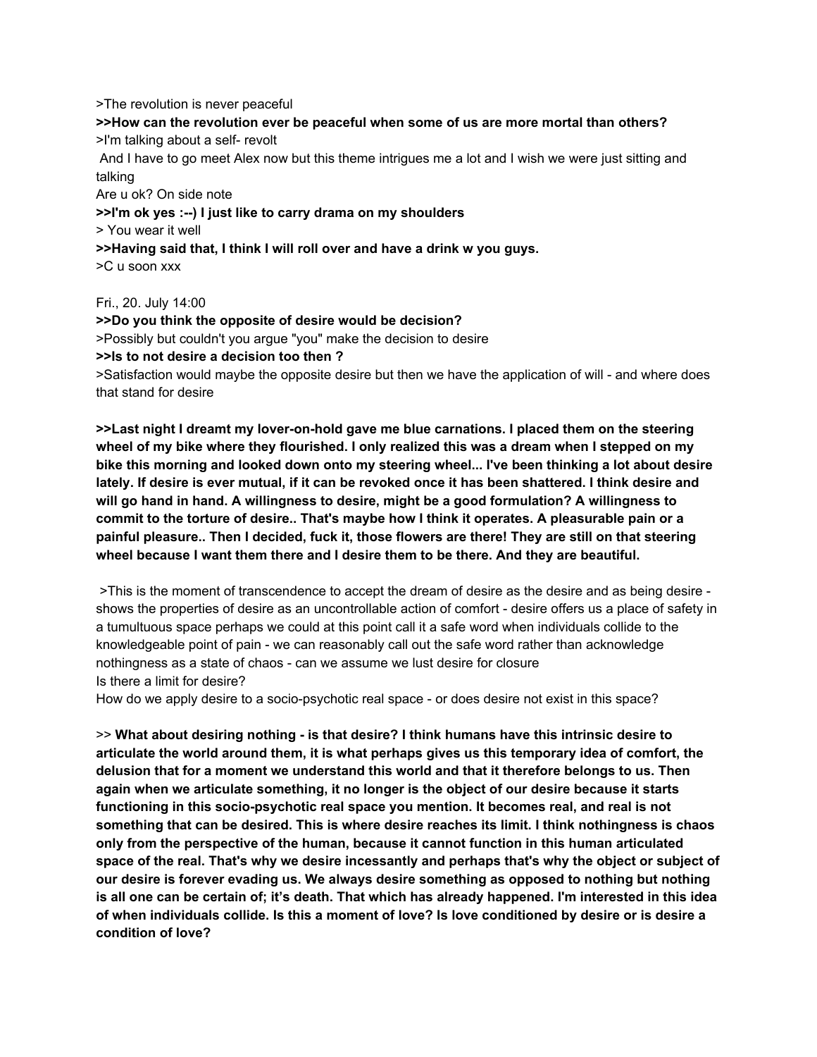>The revolution is never peaceful

**>>How can the revolution ever be peaceful when some of us are more mortal than others?**

>I'm talking about a self- revolt

And I have to go meet Alex now but this theme intrigues me a lot and I wish we were just sitting and talking

Are u ok? On side note

**>>I'm ok yes :--) I just like to carry drama on my shoulders**

> You wear it well

**>>Having said that, I think I will roll over and have a drink w you guys.**

>C u soon xxx

Fri., 20. July 14:00

**>>Do you think the opposite of desire would be decision?**

>Possibly but couldn't you argue "you" make the decision to desire

**>>Is to not desire a decision too then ?**

>Satisfaction would maybe the opposite desire but then we have the application of will - and where does that stand for desire

**>>Last night I dreamt my lover-on-hold gave me blue carnations. I placed them on the steering wheel of my bike where they flourished. I only realized this was a dream when I stepped on my bike this morning and looked down onto my steering wheel... I've been thinking a lot about desire lately. If desire is ever mutual, if it can be revoked once it has been shattered. I think desire and will go hand in hand. A willingness to desire, might be a good formulation? A willingness to commit to the torture of desire.. That's maybe how I think it operates. A pleasurable pain or a painful pleasure.. Then I decided, fuck it, those flowers are there! They are still on that steering wheel because I want them there and I desire them to be there. And they are beautiful.**

>This is the moment of transcendence to accept the dream of desire as the desire and as being desire - shows the properties of desire as an uncontrollable action of comfort - desire offers us a place of safety in a tumultuous space perhaps we could at this point call it a safe word when individuals collide to the knowledgeable point of pain - we can reasonably call out the safe word rather than acknowledge nothingness as a state of chaos - can we assume we lust desire for closure

Is there a limit for desire?

How do we apply desire to a socio-psychotic real space - or does desire not exist in this space?

>> **What about desiring nothing - is that desire? I think humans have this intrinsic desire to articulate the world around them, it is what perhaps gives us this temporary idea of comfort, the delusion that for a moment we understand this world and that it therefore belongs to us. Then again when we articulate something, it no longer is the object of our desire because it starts functioning in this socio-psychotic real space you mention. It becomes real, and real is not something that can be desired. This is where desire reaches its limit. I think nothingness is chaos only from the perspective of the human, because it cannot function in this human articulated space of the real. That's why we desire incessantly and perhaps that's why the object or subject of our desire is forever evading us. We always desire something as opposed to nothing but nothing is all one can be certain of; it's death. That which has already happened. I'm interested in this idea of when individuals collide. Is this a moment of love? Is love conditioned by desire or is desire a condition of love?**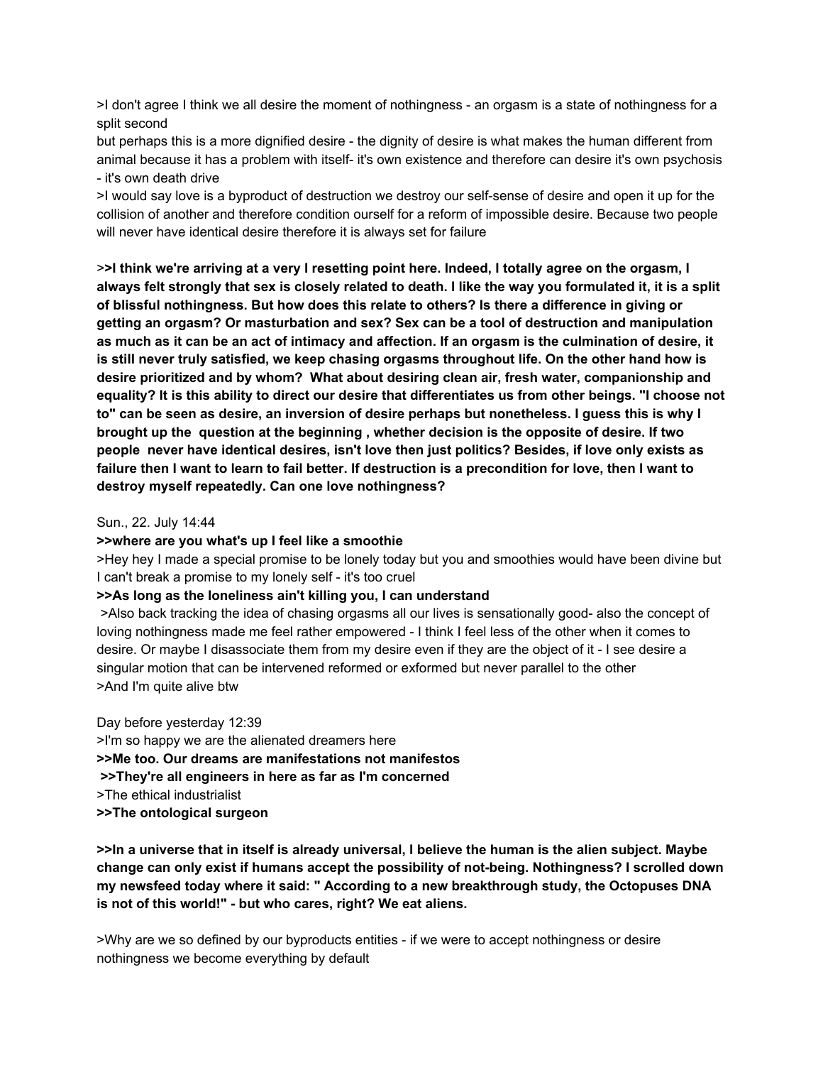>I don't agree I think we all desire the moment of nothingness - an orgasm is a state of nothingness for a split second
but perhaps this is a more dignified desire - the dignity of desire is what makes the human different from animal because it has a problem with itself- it's own existence and therefore can desire it's own psychosis - it's own death drive
>I would say love is a byproduct of destruction we destroy our self-sense of desire and open it up for the collision of another and therefore condition ourself for a reform of impossible desire. Because two people will never have identical desire therefore it is always set for failure

>**>I think we're arriving at a very I resetting point here. Indeed, I totally agree on the orgasm, I always felt strongly that sex is closely related to death. I like the way you formulated it, it is a split of blissful nothingness. But how does this relate to others? Is there a difference in giving or getting an orgasm? Or masturbation and sex? Sex can be a tool of destruction and manipulation as much as it can be an act of intimacy and affection. If an orgasm is the culmination of desire, it is still never truly satisfied, we keep chasing orgasms throughout life. On the other hand how is desire prioritized and by whom? What about desiring clean air, fresh water, companionship and equality? It is this ability to direct our desire that differentiates us from other beings. "I choose not to" can be seen as desire, an inversion of desire perhaps but nonetheless. I guess this is why I brought up the question at the beginning , whether decision is the opposite of desire. If two people never have identical desires, isn't love then just politics? Besides, if love only exists as failure then I want to learn to fail better. If destruction is a precondition for love, then I want to destroy myself repeatedly. Can one love nothingness?**

Sun., 22. July 14:44
**>>where are you what's up I feel like a smoothie**
>Hey hey I made a special promise to be lonely today but you and smoothies would have been divine but I can't break a promise to my lonely self - it's too cruel
**>>As long as the loneliness ain't killing you, I can understand**
>Also back tracking the idea of chasing orgasms all our lives is sensationally good- also the concept of loving nothingness made me feel rather empowered - I think I feel less of the other when it comes to desire. Or maybe I disassociate them from my desire even if they are the object of it - I see desire a singular motion that can be intervened reformed or exformed but never parallel to the other
>And I'm quite alive btw

Day before yesterday 12:39
>I'm so happy we are the alienated dreamers here
**>>Me too. Our dreams are manifestations not manifestos**
**>>They're all engineers in here as far as I'm concerned**
>The ethical industrialist
**>>The ontological surgeon**

**>>In a universe that in itself is already universal, I believe the human is the alien subject. Maybe change can only exist if humans accept the possibility of not-being. Nothingness? I scrolled down my newsfeed today where it said: " According to a new breakthrough study, the Octopuses DNA is not of this world!" - but who cares, right? We eat aliens.**

>Why are we so defined by our byproducts entities - if we were to accept nothingness or desire nothingness we become everything by default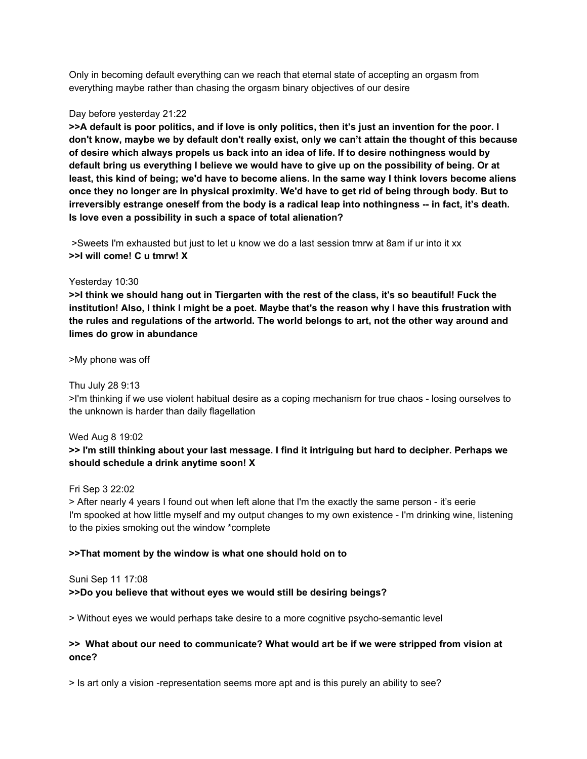Only in becoming default everything can we reach that eternal state of accepting an orgasm from everything maybe rather than chasing the orgasm binary objectives of our desire

Day before yesterday 21:22

**>>A default is poor politics, and if love is only politics, then it's just an invention for the poor. I don't know, maybe we by default don't really exist, only we can't attain the thought of this because of desire which always propels us back into an idea of life. If to desire nothingness would by default bring us everything I believe we would have to give up on the possibility of being. Or at least, this kind of being; we'd have to become aliens. In the same way I think lovers become aliens once they no longer are in physical proximity. We'd have to get rid of being through body. But to irreversibly estrange oneself from the body is a radical leap into nothingness -- in fact, it's death. Is love even a possibility in such a space of total alienation?**

>Sweets I'm exhausted but just to let u know we do a last session tmrw at 8am if ur into it xx

**>>I will come! C u tmrw! X**

Yesterday 10:30

**>>I think we should hang out in Tiergarten with the rest of the class, it's so beautiful! Fuck the institution! Also, I think I might be a poet. Maybe that's the reason why I have this frustration with the rules and regulations of the artworld. The world belongs to art, not the other way around and limes do grow in abundance**

>My phone was off

Thu July 28 9:13

>I'm thinking if we use violent habitual desire as a coping mechanism for true chaos - losing ourselves to the unknown is harder than daily flagellation

Wed Aug 8 19:02

**>> I'm still thinking about your last message. I find it intriguing but hard to decipher. Perhaps we should schedule a drink anytime soon! X**

Fri Sep 3 22:02

> After nearly 4 years I found out when left alone that I'm the exactly the same person - it's eerie
I'm spooked at how little myself and my output changes to my own existence - I'm drinking wine, listening to the pixies smoking out the window *complete

**>>That moment by the window is what one should hold on to**

Suni Sep 11 17:08

**>>Do you believe that without eyes we would still be desiring beings?**

> Without eyes we would perhaps take desire to a more cognitive psycho-semantic level

**>> What about our need to communicate? What would art be if we were stripped from vision at once?**

> Is art only a vision -representation seems more apt and is this purely an ability to see?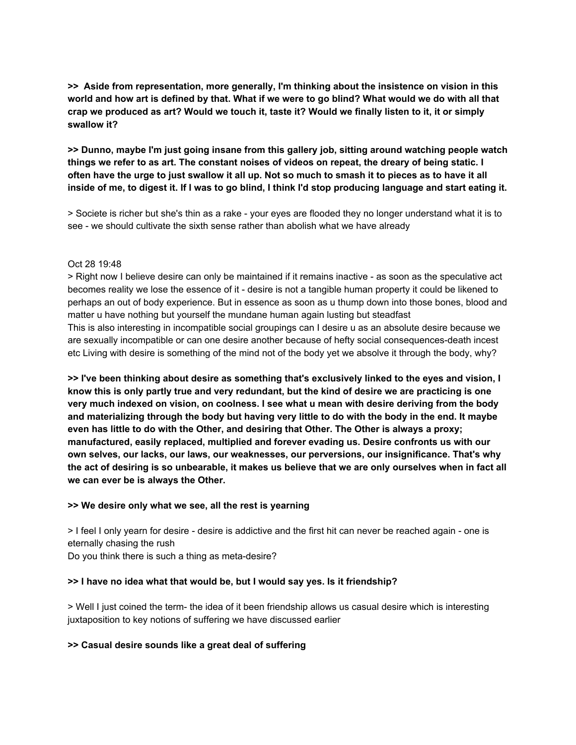**>>  Aside from representation, more generally, I'm thinking about the insistence on vision in this world and how art is defined by that. What if we were to go blind? What would we do with all that crap we produced as art? Would we touch it, taste it? Would we finally listen to it, it or simply swallow it?**

**>> Dunno, maybe I'm just going insane from this gallery job, sitting around watching people watch things we refer to as art. The constant noises of videos on repeat, the dreary of being static. I often have the urge to just swallow it all up. Not so much to smash it to pieces as to have it all inside of me, to digest it. If I was to go blind, I think I'd stop producing language and start eating it.**

> Societe is richer but she's thin as a rake - your eyes are flooded they no longer understand what it is to see - we should cultivate the sixth sense rather than abolish what we have already

Oct 28 19:48

> Right now I believe desire can only be maintained if it remains inactive - as soon as the speculative act becomes reality we lose the essence of it - desire is not a tangible human property it could be likened to perhaps an out of body experience. But in essence as soon as u thump down into those bones, blood and matter u have nothing but yourself the mundane human again lusting but steadfast
This is also interesting in incompatible social groupings can I desire u as an absolute desire because we are sexually incompatible or can one desire another because of hefty social consequences-death incest etc Living with desire is something of the mind not of the body yet we absolve it through the body, why?

**>> I've been thinking about desire as something that's exclusively linked to the eyes and vision, I know this is only partly true and very redundant, but the kind of desire we are practicing is one very much indexed on vision, on coolness. I see what u mean with desire deriving from the body and materializing through the body but having very little to do with the body in the end. It maybe even has little to do with the Other, and desiring that Other. The Other is always a proxy; manufactured, easily replaced, multiplied and forever evading us. Desire confronts us with our own selves, our lacks, our laws, our weaknesses, our perversions, our insignificance. That's why the act of desiring is so unbearable, it makes us believe that we are only ourselves when in fact all we can ever be is always the Other.**

**>> We desire only what we see, all the rest is yearning**

> I feel I only yearn for desire - desire is addictive and the first hit can never be reached again - one is eternally chasing the rush
Do you think there is such a thing as meta-desire?

**>> I have no idea what that would be, but I would say yes. Is it friendship?**

> Well I just coined the term- the idea of it been friendship allows us casual desire which is interesting juxtaposition to key notions of suffering we have discussed earlier

**>> Casual desire sounds like a great deal of suffering**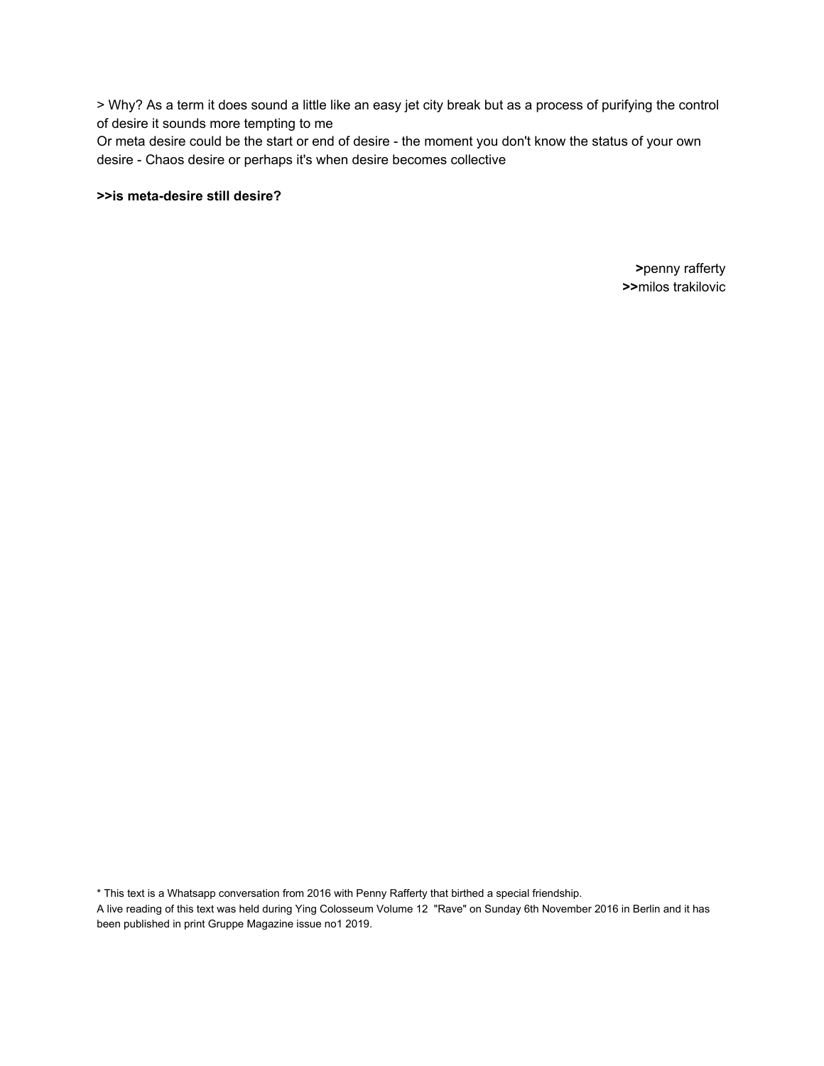> Why? As a term it does sound a little like an easy jet city break but as a process of purifying the control of desire it sounds more tempting to me
Or meta desire could be the start or end of desire - the moment you don't know the status of your own desire - Chaos desire or perhaps it's when desire becomes collective

**>>is meta-desire still desire?**

**>**penny rafferty
**>>**milos trakilovic

* This text is a Whatsapp conversation from 2016 with Penny Rafferty that birthed a special friendship.
A live reading of this text was held during Ying Colosseum Volume 12 "Rave" on Sunday 6th November 2016 in Berlin and it has been published in print Gruppe Magazine issue no1 2019.